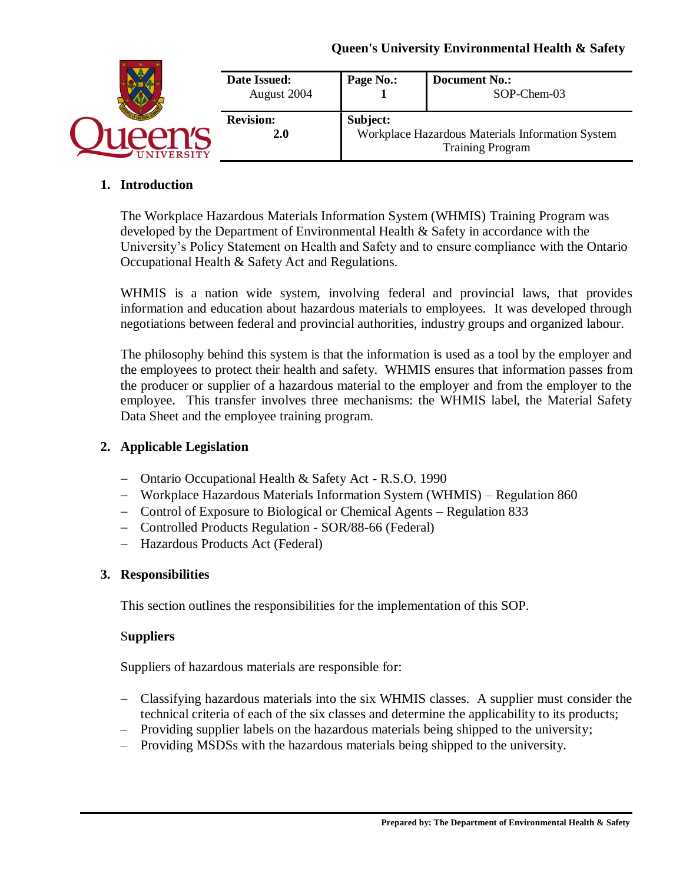Queen's University Environmental Health & Safety

| Date Issued: August 2004 | Page No.: 1 | Document No.: SOP-Chem-03 |
| --- | --- | --- |
| **Revision:** 2.0 | **Subject:** Workplace Hazardous Materials Information System Training Program | |

## 1. Introduction

The Workplace Hazardous Materials Information System (WHMIS) Training Program was developed by the Department of Environmental Health & Safety in accordance with the University's Policy Statement on Health and Safety and to ensure compliance with the Ontario Occupational Health & Safety Act and Regulations.

WHMIS is a nation wide system, involving federal and provincial laws, that provides information and education about hazardous materials to employees. It was developed through negotiations between federal and provincial authorities, industry groups and organized labour.

The philosophy behind this system is that the information is used as a tool by the employer and the employees to protect their health and safety. WHMIS ensures that information passes from the producer or supplier of a hazardous material to the employer and from the employer to the employee. This transfer involves three mechanisms: the WHMIS label, the Material Safety Data Sheet and the employee training program.

## 2. Applicable Legislation

- Ontario Occupational Health & Safety Act - R.S.O. 1990
- Workplace Hazardous Materials Information System (WHMIS) – Regulation 860
- Control of Exposure to Biological or Chemical Agents – Regulation 833
- Controlled Products Regulation - SOR/88-66 (Federal)
- Hazardous Products Act (Federal)

## 3. Responsibilities

This section outlines the responsibilities for the implementation of this SOP.

### Suppliers

Suppliers of hazardous materials are responsible for:

- Classifying hazardous materials into the six WHMIS classes. A supplier must consider the technical criteria of each of the six classes and determine the applicability to its products;
- Providing supplier labels on the hazardous materials being shipped to the university;
- Providing MSDSs with the hazardous materials being shipped to the university.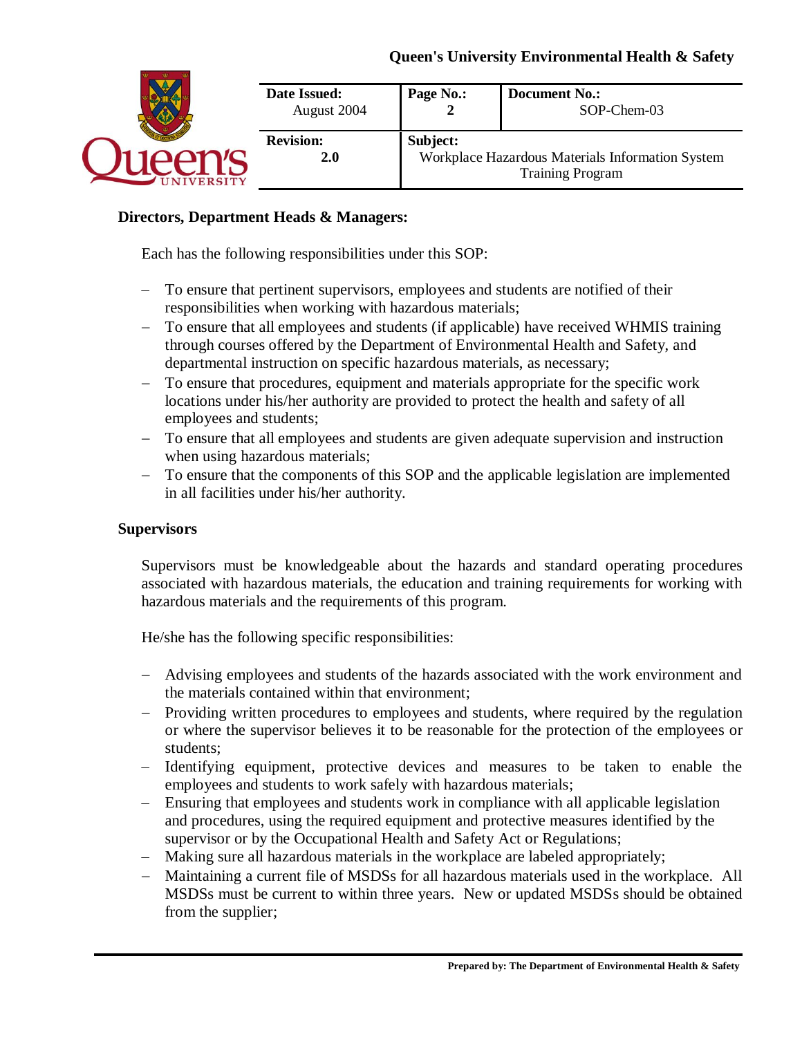**Directors, Department Heads & Managers:**

Each has the following responsibilities under this SOP:

- To ensure that pertinent supervisors, employees and students are notified of their responsibilities when working with hazardous materials;
- To ensure that all employees and students (if applicable) have received WHMIS training through courses offered by the Department of Environmental Health and Safety, and departmental instruction on specific hazardous materials, as necessary;
- To ensure that procedures, equipment and materials appropriate for the specific work locations under his/her authority are provided to protect the health and safety of all employees and students;
- To ensure that all employees and students are given adequate supervision and instruction when using hazardous materials;
- To ensure that the components of this SOP and the applicable legislation are implemented in all facilities under his/her authority.

**Supervisors**

Supervisors must be knowledgeable about the hazards and standard operating procedures associated with hazardous materials, the education and training requirements for working with hazardous materials and the requirements of this program.

He/she has the following specific responsibilities:

- Advising employees and students of the hazards associated with the work environment and the materials contained within that environment;
- Providing written procedures to employees and students, where required by the regulation or where the supervisor believes it to be reasonable for the protection of the employees or students;
- Identifying equipment, protective devices and measures to be taken to enable the employees and students to work safely with hazardous materials;
- Ensuring that employees and students work in compliance with all applicable legislation and procedures, using the required equipment and protective measures identified by the supervisor or by the Occupational Health and Safety Act or Regulations;
- Making sure all hazardous materials in the workplace are labeled appropriately;
- Maintaining a current file of MSDSs for all hazardous materials used in the workplace. All MSDSs must be current to within three years. New or updated MSDSs should be obtained from the supplier;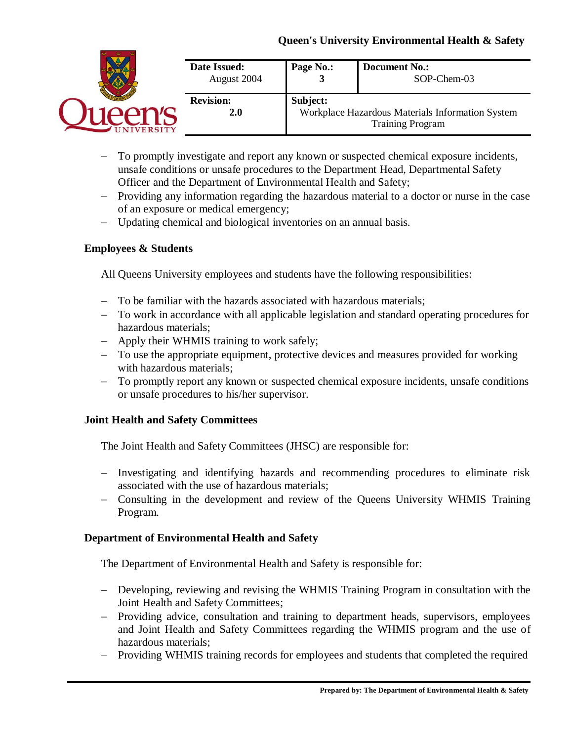- To promptly investigate and report any known or suspected chemical exposure incidents, unsafe conditions or unsafe procedures to the Department Head, Departmental Safety Officer and the Department of Environmental Health and Safety;
- Providing any information regarding the hazardous material to a doctor or nurse in the case of an exposure or medical emergency;
- Updating chemical and biological inventories on an annual basis.

**Employees & Students**

All Queens University employees and students have the following responsibilities:

- To be familiar with the hazards associated with hazardous materials;
- To work in accordance with all applicable legislation and standard operating procedures for hazardous materials;
- Apply their WHMIS training to work safely;
- To use the appropriate equipment, protective devices and measures provided for working with hazardous materials;
- To promptly report any known or suspected chemical exposure incidents, unsafe conditions or unsafe procedures to his/her supervisor.

**Joint Health and Safety Committees**

The Joint Health and Safety Committees (JHSC) are responsible for:

- Investigating and identifying hazards and recommending procedures to eliminate risk associated with the use of hazardous materials;
- Consulting in the development and review of the Queens University WHMIS Training Program.

**Department of Environmental Health and Safety**

The Department of Environmental Health and Safety is responsible for:

- Developing, reviewing and revising the WHMIS Training Program in consultation with the Joint Health and Safety Committees;
- Providing advice, consultation and training to department heads, supervisors, employees and Joint Health and Safety Committees regarding the WHMIS program and the use of hazardous materials;
- Providing WHMIS training records for employees and students that completed the required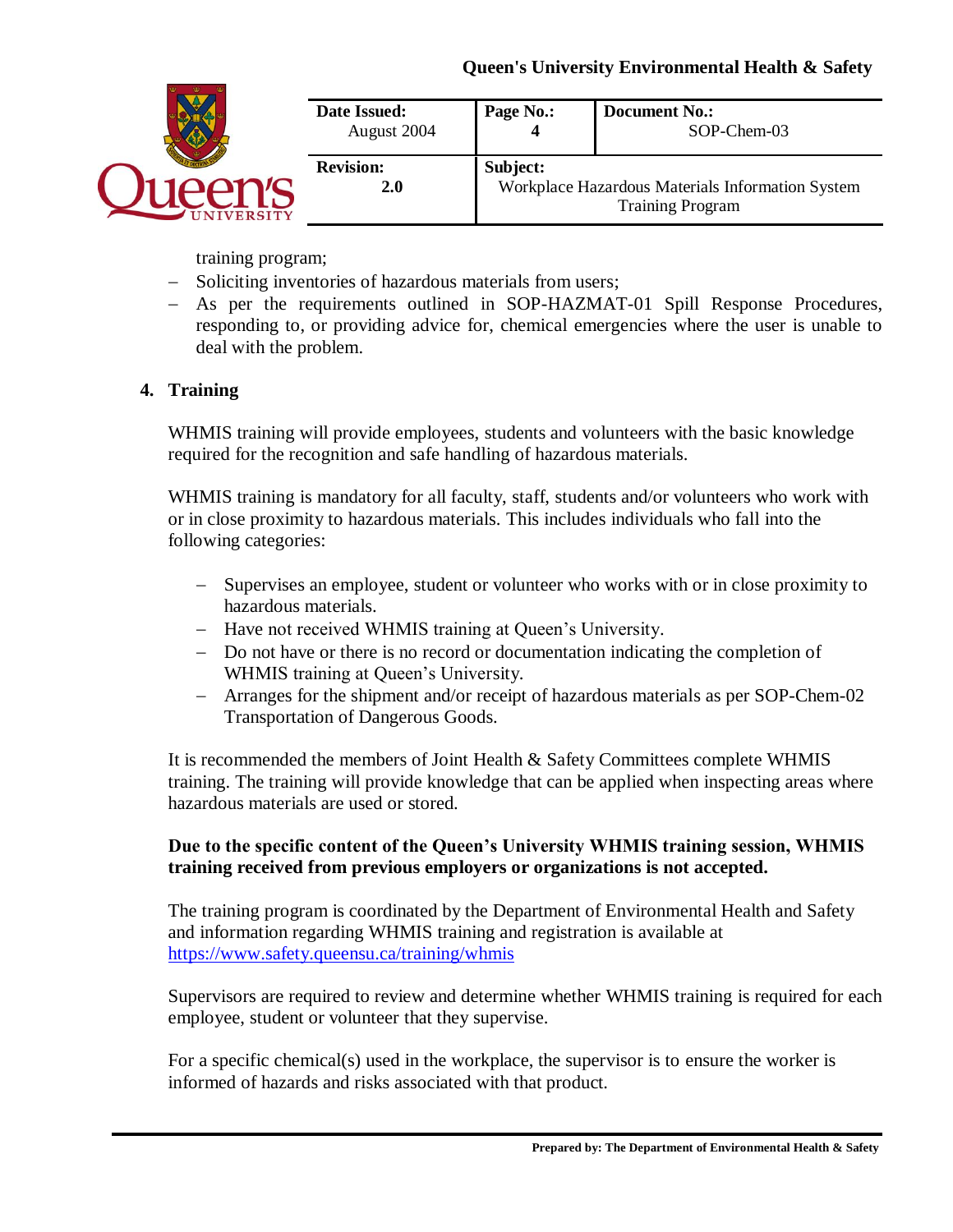training program;
- Soliciting inventories of hazardous materials from users;
- As per the requirements outlined in SOP-HAZMAT-01 Spill Response Procedures, responding to, or providing advice for, chemical emergencies where the user is unable to deal with the problem.

## 4. Training

WHMIS training will provide employees, students and volunteers with the basic knowledge required for the recognition and safe handling of hazardous materials.

WHMIS training is mandatory for all faculty, staff, students and/or volunteers who work with or in close proximity to hazardous materials. This includes individuals who fall into the following categories:

- Supervises an employee, student or volunteer who works with or in close proximity to hazardous materials.
- Have not received WHMIS training at Queen's University.
- Do not have or there is no record or documentation indicating the completion of WHMIS training at Queen's University.
- Arranges for the shipment and/or receipt of hazardous materials as per SOP-Chem-02 Transportation of Dangerous Goods.

It is recommended the members of Joint Health & Safety Committees complete WHMIS training. The training will provide knowledge that can be applied when inspecting areas where hazardous materials are used or stored.

**Due to the specific content of the Queen's University WHMIS training session, WHMIS training received from previous employers or organizations is not accepted.**

The training program is coordinated by the Department of Environmental Health and Safety and information regarding WHMIS training and registration is available at [https://www.safety.queensu.ca/training/whmis](https://www.safety.queensu.ca/training/whmis)

Supervisors are required to review and determine whether WHMIS training is required for each employee, student or volunteer that they supervise.

For a specific chemical(s) used in the workplace, the supervisor is to ensure the worker is informed of hazards and risks associated with that product.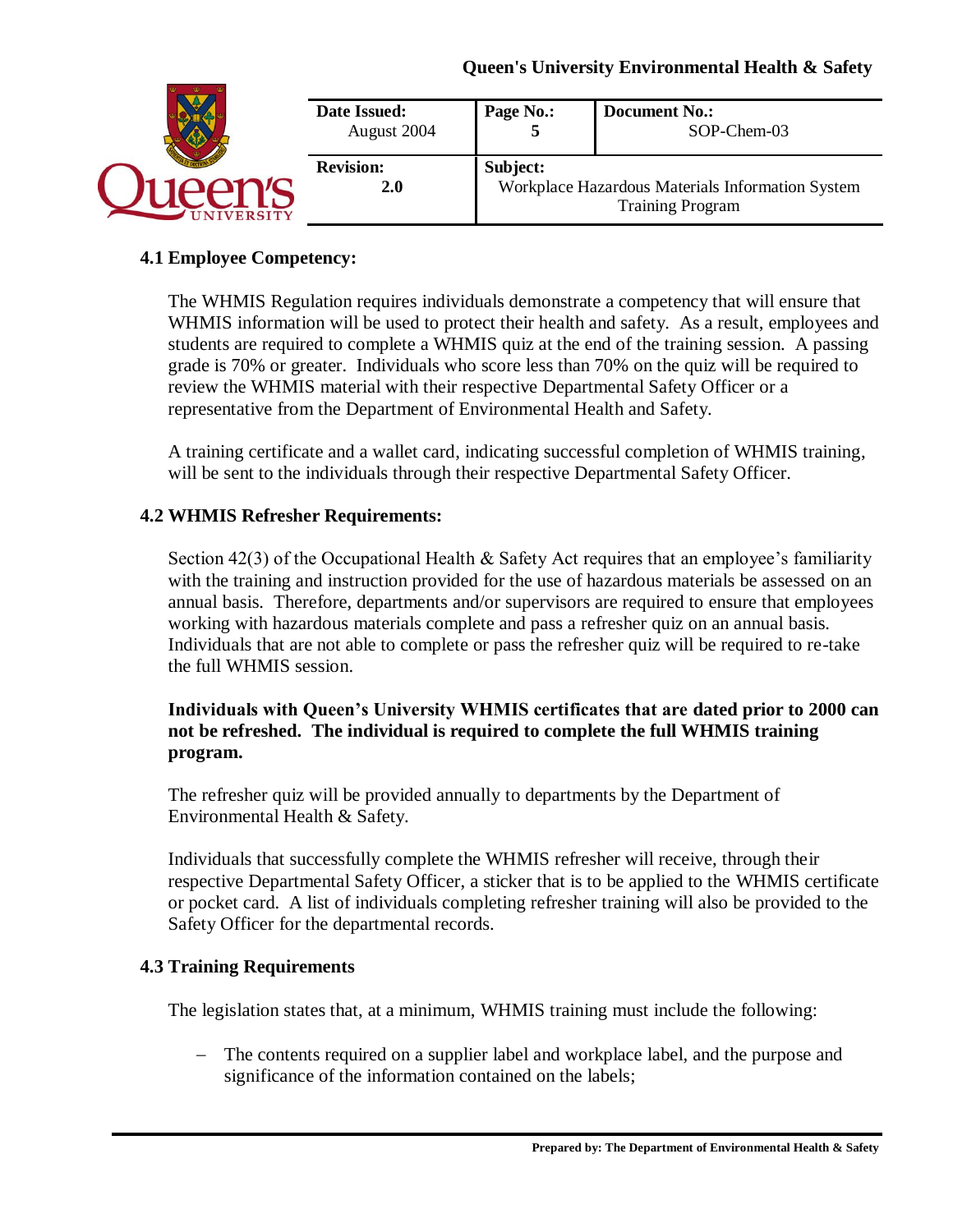### 4.1 Employee Competency:

The WHMIS Regulation requires individuals demonstrate a competency that will ensure that WHMIS information will be used to protect their health and safety. As a result, employees and students are required to complete a WHMIS quiz at the end of the training session. A passing grade is 70% or greater. Individuals who score less than 70% on the quiz will be required to review the WHMIS material with their respective Departmental Safety Officer or a representative from the Department of Environmental Health and Safety.

A training certificate and a wallet card, indicating successful completion of WHMIS training, will be sent to the individuals through their respective Departmental Safety Officer.

### 4.2 WHMIS Refresher Requirements:

Section 42(3) of the Occupational Health & Safety Act requires that an employee's familiarity with the training and instruction provided for the use of hazardous materials be assessed on an annual basis. Therefore, departments and/or supervisors are required to ensure that employees working with hazardous materials complete and pass a refresher quiz on an annual basis. Individuals that are not able to complete or pass the refresher quiz will be required to re-take the full WHMIS session.

**Individuals with Queen's University WHMIS certificates that are dated prior to 2000 can not be refreshed. The individual is required to complete the full WHMIS training program.**

The refresher quiz will be provided annually to departments by the Department of Environmental Health & Safety.

Individuals that successfully complete the WHMIS refresher will receive, through their respective Departmental Safety Officer, a sticker that is to be applied to the WHMIS certificate or pocket card. A list of individuals completing refresher training will also be provided to the Safety Officer for the departmental records.

### 4.3 Training Requirements

The legislation states that, at a minimum, WHMIS training must include the following:

- The contents required on a supplier label and workplace label, and the purpose and significance of the information contained on the labels;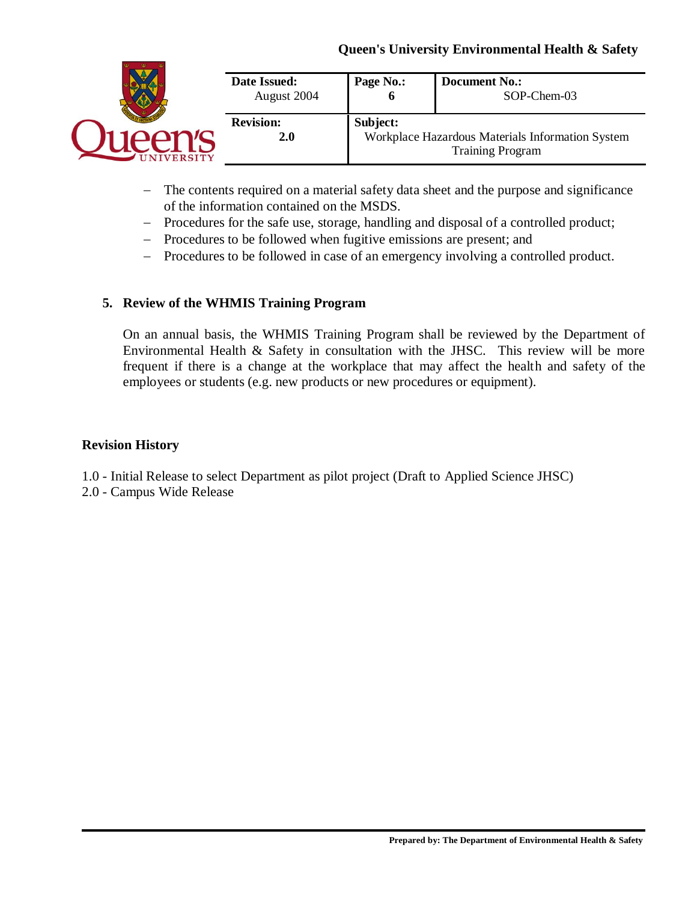- The contents required on a material safety data sheet and the purpose and significance of the information contained on the MSDS.
- Procedures for the safe use, storage, handling and disposal of a controlled product;
- Procedures to be followed when fugitive emissions are present; and
- Procedures to be followed in case of an emergency involving a controlled product.

## 5. Review of the WHMIS Training Program

On an annual basis, the WHMIS Training Program shall be reviewed by the Department of Environmental Health & Safety in consultation with the JHSC. This review will be more frequent if there is a change at the workplace that may affect the health and safety of the employees or students (e.g. new products or new procedures or equipment).

## Revision History

1.0 - Initial Release to select Department as pilot project (Draft to Applied Science JHSC)
2.0 - Campus Wide Release